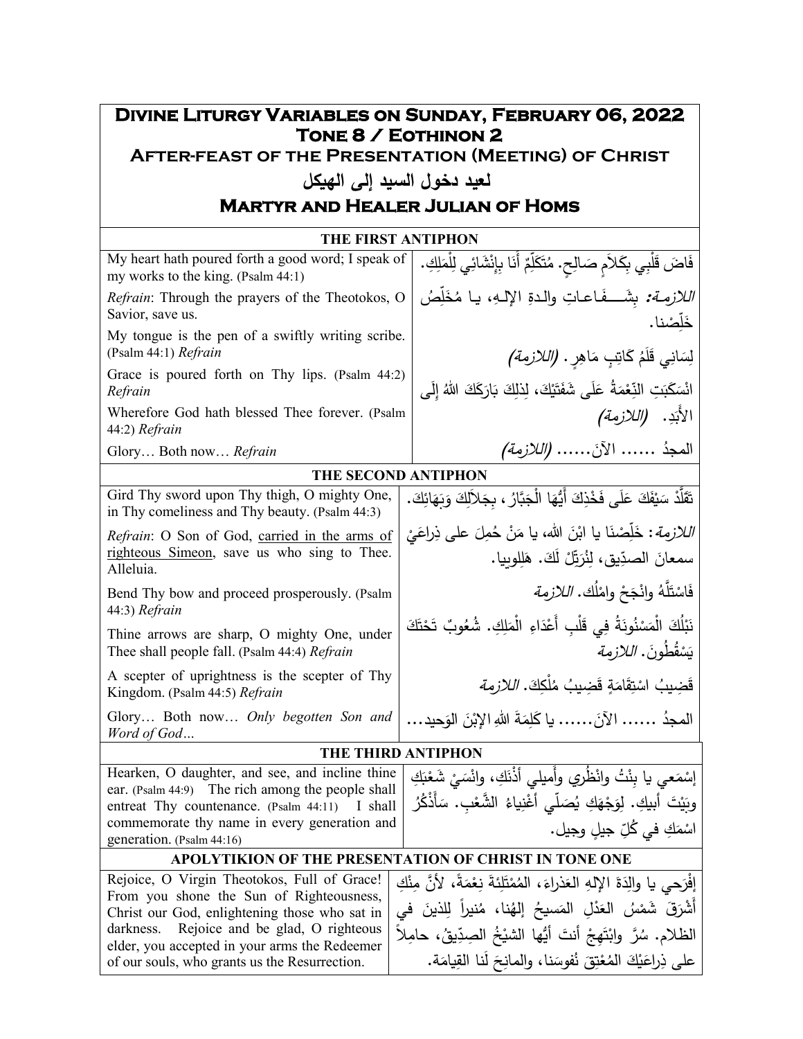# Divine Liturgy Variables on Sunday, February 06, 2022

## Tone 8 / Eothinon 2

## After-feast of the Presentation (Meeting) of Christ

## لعيد دخول السيد إلى الهيكل

## Martyr and Healer Julian of Homs

### THE FIRST ANTIPHON

| | |
|---|---|
| My heart hath poured forth a good word; I speak of my works to the king. (Psalm 44:1) | فَاضَ قَلْبِي بِكَلاَمٍ صَالِحٍ. مُتَكَلِّمٌ أَنَا بِإِنْشَائي لِلْمَلِكِ. |
| *Refrain*: Through the prayers of the Theotokos, O Savior, save us. | *اللازمة:* بِشَـفَـاعـاتِ والـدةِ الإلـهِ، يـا مُـخَلِّصُ خَلِّصْنا. |
| My tongue is the pen of a swiftly writing scribe. (Psalm 44:1) *Refrain* | لِسَانِي قَلَمُ كَاتِبٍ مَاهِرٍ. *(اللازمة)* |
| Grace is poured forth on Thy lips. (Psalm 44:2) *Refrain* | انْسَكَبَتِ النِّعْمَةُ عَلَى شَفَتَيْكَ، لِذلِكَ بَارَكَكَ اللهُ إِلَى الأَبَدِ. *(اللازمة)* |
| Wherefore God hath blessed Thee forever. (Psalm 44:2) *Refrain* | |
| Glory… Both now… *Refrain* | المجدُ …… الآنَ…… *(اللازمة)* |

### THE SECOND ANTIPHON

| | |
|---|---|
| Gird Thy sword upon Thy thigh, O mighty One, in Thy comeliness and Thy beauty. (Psalm 44:3) | تَقَلَّدْ سَيْفَكَ عَلَى فَخْذِكَ أَيُّهَا الْجَبَّارُ، بِجَلاَلِكَ وَبَهَائِكَ. |
| *Refrain*: O Son of God, carried in the arms of righteous Simeon, save us who sing to Thee. Alleluia. | *اللازمة*: خَلِّصْنَا يا ابْنَ اللهِ، يا مَنْ حُمِلَ على ذِراعَيْ سمعانَ الصدّيقِ، لِنُرَتِّلْ لَكَ. هَلِلويا. |
| Bend Thy bow and proceed prosperously. (Psalm 44:3) *Refrain* | فَاسْتَلَّهُ وانْجَحْ وامْلُك. *اللازمة* |
| Thine arrows are sharp, O mighty One, under Thee shall people fall. (Psalm 44:4) *Refrain* | نَبْلُكَ الْمَسْنُونَةُ فِي قَلْبِ أَعْدَاءِ الْمَلِكِ. شُعُوبٌ تَحْتَكَ يَسْقُطُونَ. *اللازمة* |
| A scepter of uprightness is the scepter of Thy Kingdom. (Psalm 44:5) *Refrain* | قَضِيبُ اسْتِقَامَةٍ قَضِيبُ مُلْكِكَ. *اللازمة* |
| Glory… Both now… *Only begotten Son and Word of God…* | المجدُ …… الآنَ…… يا كَلِمَةَ اللهِ الإبْنَ الوَحيد… |

### THE THIRD ANTIPHON

| | |
|---|---|
| Hearken, O daughter, and see, and incline thine ear. (Psalm 44:9) The rich among the people shall entreat Thy countenance. (Psalm 44:11) I shall commemorate thy name in every generation and generation. (Psalm 44:16) | إسْمَعي يا بِنْتُ وانْظُري وأَميلي أُذْنَكِ، وانْسَيْ شَعْبَكِ وبَيْتَ أَبيكِ. لِوَجْهَكِ يُصَلّي أَغْنِياءُ الشَّعْبِ. سَأَذْكُرُ اسْمَكِ في كُلِّ جيلٍ وجيل. |

### APOLYTIKION OF THE PRESENTATION OF CHRIST IN TONE ONE

| | |
|---|---|
| Rejoice, O Virgin Theotokos, Full of Grace! From you shone the Sun of Righteousness, Christ our God, enlightening those who sat in darkness. Rejoice and be glad, O righteous elder, you accepted in your arms the Redeemer of our souls, who grants us the Resurrection. | إفْرَحي يا والِدَةَ الإلهِ العَذراءَ، المُمْتَلِئَةَ نِعْمَةً، لأنَّ مِنْكِ أَشْرَقَ شَمْسُ العَدْلِ المَسيحُ إلهُنا، مُنيراً لِلذينَ في الظلام. سُرَّ وابْتَهِجْ أنتَ أيُّها الشيْخُ الصِدّيقُ، حامِلاً على ذِراعَيْكَ المُعْتِقَ نُفوسَنا، والمانِحَ لَنا القِيامَة. |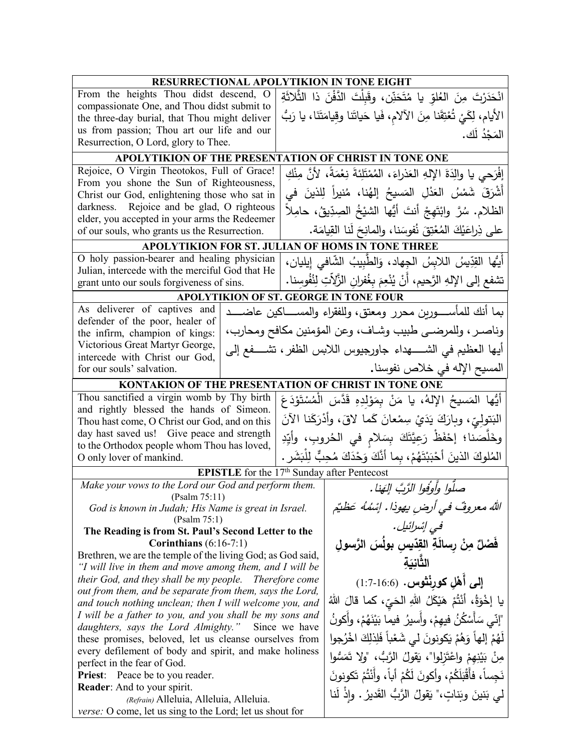## RESURRECTIONAL APOLYTIKION IN TONE EIGHT

| English | Arabic |
| --- | --- |
| From the heights Thou didst descend, O compassionate One, and Thou didst submit to the three-day burial, that Thou might deliver us from passion; Thou art our life and our Resurrection, O Lord, glory to Thee. | انْحَدَرْتَ مِنَ العُلوِّ يا مُتَحَنِّن، وقَبِلْتَ الدَّفْنَ ذا الثَّلاثَةِ الأيام، لِكَيْ تُعْتِقَنا مِنَ الآلامِ، فَيا حَياتَنا وقِيامَتَنَا، يا رَبُّ المَجْدُ لَك. |

## APOLYTIKION OF THE PRESENTATION OF CHRIST IN TONE ONE

| English | Arabic |
| --- | --- |
| Rejoice, O Virgin Theotokos, Full of Grace! From you shone the Sun of Righteousness, Christ our God, enlightening those who sat in darkness. Rejoice and be glad, O righteous elder, you accepted in your arms the Redeemer of our souls, who grants us the Resurrection. | إفْرَحي يا والِدَةَ الإلهِ العَذراءَ، المُمْتَلِئَةَ نِعْمَةً، لأنَّ مِنْكِ أَشْرَقَ شَمْسُ العَدْلِ المَسيحُ إلهُنا، مُنيراً لِلذينَ في الظلام. سُرَّ وابْتَهِجْ أنتَ أيُّها الشيْخُ الصِدّيقُ، حامِلاً على ذِراعَيْكَ المُعْتِقَ نُفوسَنا، والمانِحَ لَنا القِيامَة. |

## APOLYTIKION FOR ST. JULIAN OF HOMS IN TONE THREE

| English | Arabic |
| --- | --- |
| O holy passion-bearer and healing physician Julian, intercede with the merciful God that He grant unto our souls forgiveness of sins. | أيُّها القدّيسُ اللابِسُ الجِهاد، وَالطَّبيبُ الشّافي إيليان، تشفع إلى الإلهِ الرَّحيم، أنْ يُنْعِمَ بِغُفرانِ الزّلّاتِ لِنُفُوسِنا. |

## APOLYTIKION OF ST. GEORGE IN TONE FOUR

| English | Arabic |
| --- | --- |
| As deliverer of captives and defender of the poor, healer of the infirm, champion of kings: Victorious Great Martyr George, intercede with Christ our God, for our souls' salvation. | بما أنك للمأسورين محرر ومعتق، وللفقراء والمساكين عاضد وناصر، وللمرضى طبيب وشاف، وعن المؤمنين مكافح ومحارب، أيها العظيم في الشهداء جاورجيوس اللابس الظفر، تشفع إلى المسيح الإله في خلاص نفوسنا. |

## KONTAKION OF THE PRESENTATION OF CHRIST IN TONE ONE

| English | Arabic |
| --- | --- |
| Thou sanctified a virgin womb by Thy birth and rightly blessed the hands of Simeon. Thou hast come, O Christ our God, and on this day hast saved us! Give peace and strength to the Orthodox people whom Thou has loved, O only lover of mankind. | أيُّها المَسيحُ الإلهُ، يا مَنْ بِمَوْلِدِهِ قَدَّسَ الْمُسْتَوْدَعَ البَتوليّ، وبارَكَ يَدَيْ سِمْعانَ كَما لاقَ، وأَدْرَكَنا الآنَ وخَلَّصَنا؛ إحْفَظْ رَعِيَّتَكَ بِسَلامٍ في الحُروبِ، وأيِّدِ المُلوكَ الذينَ أحْبَبْتَهُمْ، بِما أنَّكَ وَحْدَكَ مُحِبٌّ لِلْبَشَر. |

## EPISTLE for the 17[th] Sunday after Pentecost

| English | Arabic |
| --- | --- |
| *Make your vows to the Lord our God and perform them.* (Psalm 75:11)<br>*God is known in Judah; His Name is great in Israel.* (Psalm 75:1)<br>**The Reading is from St. Paul's Second Letter to the Corinthians** (6:16-7:1)<br>Brethren, we are the temple of the living God; as God said, *"I will live in them and move among them, and I will be their God, and they shall be my people. Therefore come out from them, and be separate from them, says the Lord, and touch nothing unclean; then I will welcome you, and I will be a father to you, and you shall be my sons and daughters, says the Lord Almighty."* Since we have these promises, beloved, let us cleanse ourselves from every defilement of body and spirit, and make holiness perfect in the fear of God.<br>**Priest**: Peace be to you reader.<br>**Reader**: And to your spirit.<br>*(Refrain)* Alleluia, Alleluia, Alleluia.<br>*verse:* O come, let us sing to the Lord; let us shout for | *صلّوا وأوفوا الرَّبَّ إلهَنا.*<br>*اللهُ معروفٌ في أرضِ يهوذا. إسْمُهُ عَظيمٌ في إسْرائيل.*<br>**فَصْلٌ مِنْ رِسالَةِ القدّيسِ بولُسَ الرَّسولِ الثّانِيَةِ إلى أَهْلِ كورِنْثوس.** (6:16-7:1)<br>يا إخْوَةُ، أنْتُمْ هَيْكَلُ اللهِ الحَيّ، كما قالَ اللهُ "إنّي سَأَسْكُنُ فيهِمْ، وأَسيرُ فيما بَيْنَهُمْ، وأكونُ لَهُمْ إلهاً وَهُمْ يَكونونَ لي شَعْباً فَلِذلِكَ اخْرُجوا مِنْ بَيْنِهِمْ واعْتَزِلوا"، يَقولُ الرَّبُّ، "ولا تَمَسُّوا نَجِساً، فأَقْبَلَكُمْ، وأكونَ لَكُمْ أباً، وأَنْتُمْ تَكونونَ لي بَنينَ وبَناتٍ،" يَقولُ الرَّبُّ القَديرُ. وإذْ لَنا |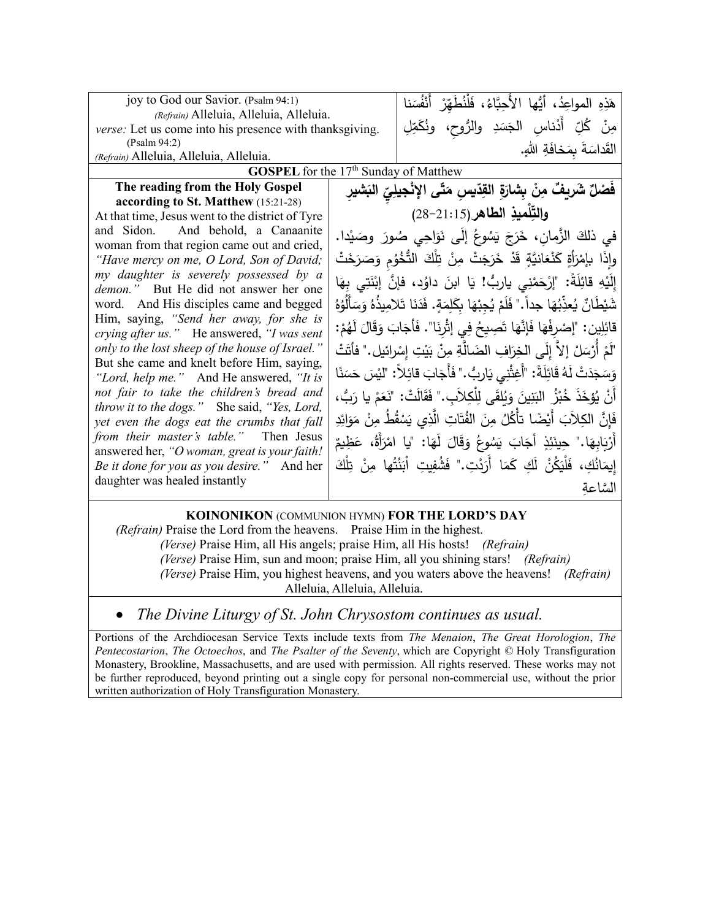| | |
|---|---|
| joy to God our Savior. (Psalm 94:1)<br>*(Refrain)* Alleluia, Alleluia, Alleluia.<br>*verse:* Let us come into his presence with thanksgiving. (Psalm 94:2)<br>*(Refrain)* Alleluia, Alleluia, Alleluia. | هَذِهِ المواعِدُ، أَيُّها الأَحِبَّاءُ، فَلْنُطَهِّرْ أَنْفُسَنا مِنْ كُلِّ أَدْناسِ الجَسَدِ والرُّوحِ، ونُكَمِّلِ القَداسَةَ بِمَخافَةِ اللهِ. |

**GOSPEL** for the 17th Sunday of Matthew

| | |
|---|---|
| **The reading from the Holy Gospel according to St. Matthew** (15:21-28)<br>At that time, Jesus went to the district of Tyre and Sidon. And behold, a Canaanite woman from that region came out and cried, *"Have mercy on me, O Lord, Son of David; my daughter is severely possessed by a demon."* But He did not answer her one word. And His disciples came and begged Him, saying, *"Send her away, for she is crying after us."* He answered, *"I was sent only to the lost sheep of the house of Israel."* But she came and knelt before Him, saying, *"Lord, help me."* And He answered, *"It is not fair to take the children's bread and throw it to the dogs."* She said, *"Yes, Lord, yet even the dogs eat the crumbs that fall from their master's table."* Then Jesus answered her, *"O woman, great is your faith! Be it done for you as you desire."* And her daughter was healed instantly | **فَصْلٌ شَريفٌ مِنْ بِشارَةِ القِدّيسِ مَتّى الإنْجيليِّ البَشيرِ والتِّلْميذِ الطاهر**(15:21-28)<br>في ذلكَ الزَّمانِ، خَرَجَ يَسُوعُ إلَى نَوَاحِي صُورَ وصَيْدا. وإِذَا بِامْرَأةٍ كَنْعَانيَّةٍ قَدْ خَرَجَتْ مِنْ تِلْكَ التُّخُومِ وَصَرَخَتْ إِلَيْهِ قائِلَةً: "إِرْحَمْنِي ياربُّ! يَا ابنَ داوُد، فإنَّ إبْنَتِي بِهَا شَيْطَانٌ يُعذِّبُهَا جداً." فَلَمْ يُجِبْهَا بِكَلِمَةٍ. فَدَنَا تَلامِيذُهُ وَسَأَلُوهُ قائِلِين: "إِصْرِفْهَا فَإنَّهَا تَصِيحُ فِي إِثْرِنَا". فَأَجَابَ وَقَالَ لَهُمْ: "لَمْ أُرْسَلْ إلاَّ إِلَى الخِرَافِ الضَالَّةِ مِنْ بَيْتِ إِسْرائيل." فأَتَتْ وَسَجَدَتْ لَهُ قَائِلَةً: "أَغِثْنِي يَاربُّ." فأَجَابَ قائِلاً: "لَيْسَ حَسَنًا أَنْ يُؤخَذَ خُبْزُ البَنِينَ وَيُلقَى لِلْكِلاَبِ." فَقَالَتْ: "نَعَمْ يا رَبُّ، فَإِنَّ الكِلاَبَ أَيْضًا تَأْكُلُ مِنَ الفُتَاتِ الَّذِي يَسْقُطُ مِنْ مَوَائِدِ أَرْبَابِهَا." حِينَئِذٍ أجَابَ يَسُوعُ وَقَالَ لَهَا: "يا امْرَأَةُ، عَظِيمٌ إِيمَانُكِ، فَلْيَكُنْ لَكِ كَمَا أَرَدْتِ." فَشُفِيتِ ابْنَتُها مِنْ تِلْكَ السَّاعةِ |

**KOINONIKON** (COMMUNION HYMN) **FOR THE LORD'S DAY**

*(Refrain)* Praise the Lord from the heavens. Praise Him in the highest.

*(Verse)* Praise Him, all His angels; praise Him, all His hosts! *(Refrain)*

*(Verse)* Praise Him, sun and moon; praise Him, all you shining stars! *(Refrain)*

*(Verse)* Praise Him, you highest heavens, and you waters above the heavens! *(Refrain)*

Alleluia, Alleluia, Alleluia.

- *The Divine Liturgy of St. John Chrysostom continues as usual.*

Portions of the Archdiocesan Service Texts include texts from *The Menaion*, *The Great Horologion*, *The Pentecostarion*, *The Octoechos*, and *The Psalter of the Seventy*, which are Copyright © Holy Transfiguration Monastery, Brookline, Massachusetts, and are used with permission. All rights reserved. These works may not be further reproduced, beyond printing out a single copy for personal non-commercial use, without the prior written authorization of Holy Transfiguration Monastery.